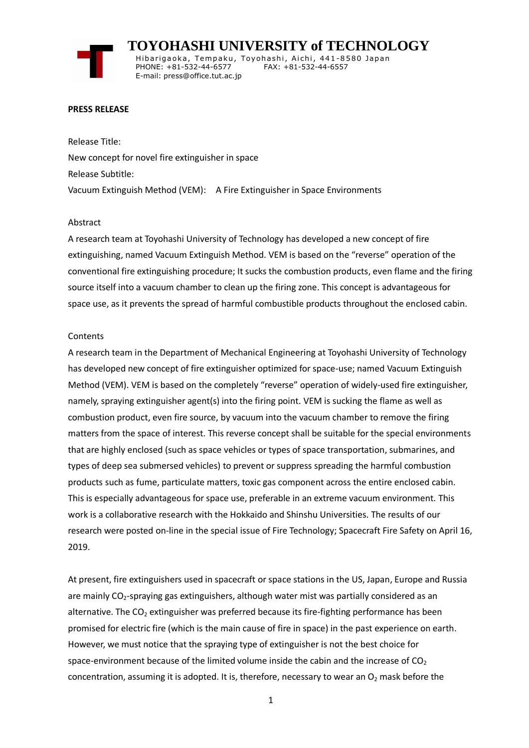# TOYOHASHI UNIVERSITY of TECHNOLOGY

Hibarigaoka, Tempaku, Toyohashi, Aichi, 441-8580 Japan
PHONE: +81-532-44-6577 FAX: +81-532-44-6557
E-mail: press@office.tut.ac.jp

**PRESS RELEASE**

Release Title:

New concept for novel fire extinguisher in space

Release Subtitle:

Vacuum Extinguish Method (VEM): A Fire Extinguisher in Space Environments

## Abstract

A research team at Toyohashi University of Technology has developed a new concept of fire extinguishing, named Vacuum Extinguish Method. VEM is based on the "reverse" operation of the conventional fire extinguishing procedure; It sucks the combustion products, even flame and the firing source itself into a vacuum chamber to clean up the firing zone. This concept is advantageous for space use, as it prevents the spread of harmful combustible products throughout the enclosed cabin.

## Contents

A research team in the Department of Mechanical Engineering at Toyohashi University of Technology has developed new concept of fire extinguisher optimized for space-use; named Vacuum Extinguish Method (VEM). VEM is based on the completely "reverse" operation of widely-used fire extinguisher, namely, spraying extinguisher agent(s) into the firing point. VEM is sucking the flame as well as combustion product, even fire source, by vacuum into the vacuum chamber to remove the firing matters from the space of interest. This reverse concept shall be suitable for the special environments that are highly enclosed (such as space vehicles or types of space transportation, submarines, and types of deep sea submersed vehicles) to prevent or suppress spreading the harmful combustion products such as fume, particulate matters, toxic gas component across the entire enclosed cabin. This is especially advantageous for space use, preferable in an extreme vacuum environment. This work is a collaborative research with the Hokkaido and Shinshu Universities. The results of our research were posted on-line in the special issue of Fire Technology; Spacecraft Fire Safety on April 16, 2019.

At present, fire extinguishers used in spacecraft or space stations in the US, Japan, Europe and Russia are mainly $CO_2$-spraying gas extinguishers, although water mist was partially considered as an alternative. The $CO_2$ extinguisher was preferred because its fire-fighting performance has been promised for electric fire (which is the main cause of fire in space) in the past experience on earth. However, we must notice that the spraying type of extinguisher is not the best choice for space-environment because of the limited volume inside the cabin and the increase of $CO_2$ concentration, assuming it is adopted. It is, therefore, necessary to wear an $O_2$ mask before the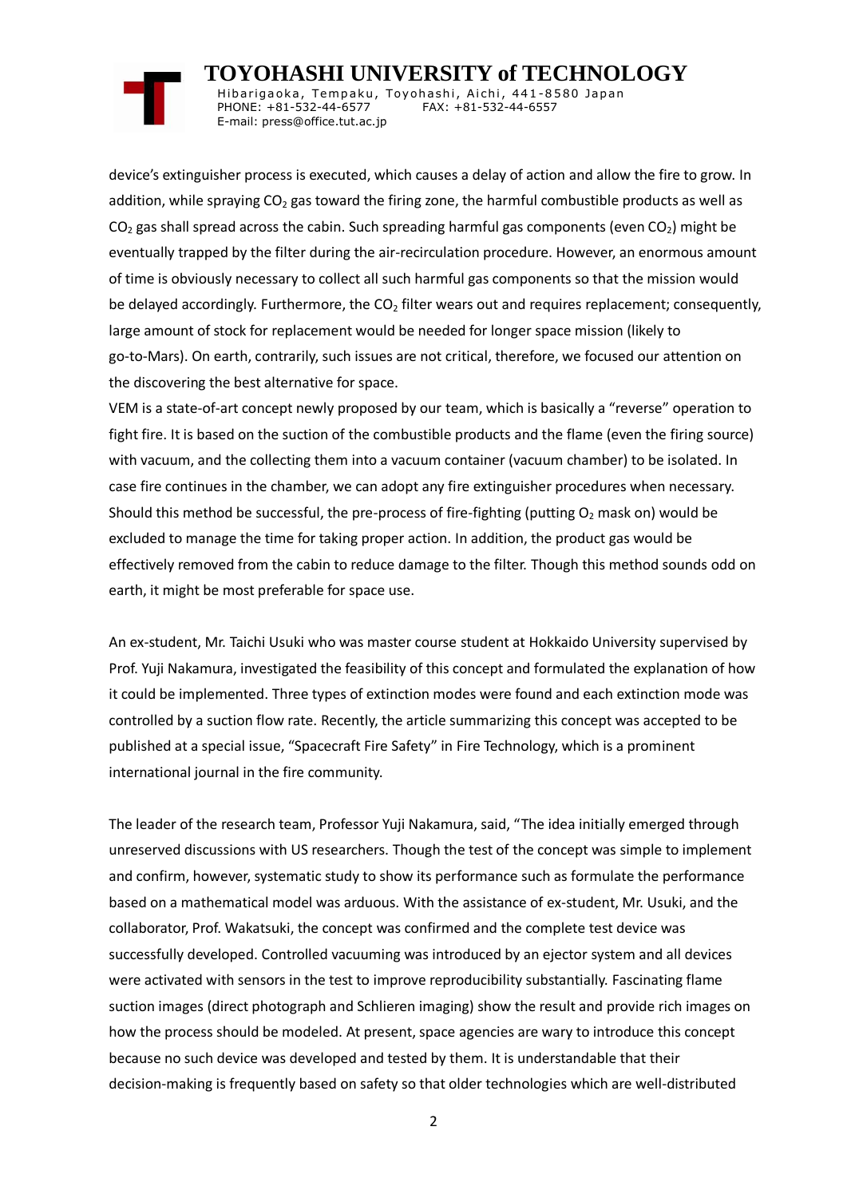device's extinguisher process is executed, which causes a delay of action and allow the fire to grow. In addition, while spraying $CO_2$ gas toward the firing zone, the harmful combustible products as well as $CO_2$ gas shall spread across the cabin. Such spreading harmful gas components (even $CO_2$) might be eventually trapped by the filter during the air-recirculation procedure. However, an enormous amount of time is obviously necessary to collect all such harmful gas components so that the mission would be delayed accordingly. Furthermore, the $CO_2$ filter wears out and requires replacement; consequently, large amount of stock for replacement would be needed for longer space mission (likely to go-to-Mars). On earth, contrarily, such issues are not critical, therefore, we focused our attention on the discovering the best alternative for space.

VEM is a state-of-art concept newly proposed by our team, which is basically a "reverse" operation to fight fire. It is based on the suction of the combustible products and the flame (even the firing source) with vacuum, and the collecting them into a vacuum container (vacuum chamber) to be isolated. In case fire continues in the chamber, we can adopt any fire extinguisher procedures when necessary. Should this method be successful, the pre-process of fire-fighting (putting $O_2$ mask on) would be excluded to manage the time for taking proper action. In addition, the product gas would be effectively removed from the cabin to reduce damage to the filter. Though this method sounds odd on earth, it might be most preferable for space use.

An ex-student, Mr. Taichi Usuki who was master course student at Hokkaido University supervised by Prof. Yuji Nakamura, investigated the feasibility of this concept and formulated the explanation of how it could be implemented. Three types of extinction modes were found and each extinction mode was controlled by a suction flow rate. Recently, the article summarizing this concept was accepted to be published at a special issue, "Spacecraft Fire Safety" in Fire Technology, which is a prominent international journal in the fire community.

The leader of the research team, Professor Yuji Nakamura, said, "The idea initially emerged through unreserved discussions with US researchers. Though the test of the concept was simple to implement and confirm, however, systematic study to show its performance such as formulate the performance based on a mathematical model was arduous. With the assistance of ex-student, Mr. Usuki, and the collaborator, Prof. Wakatsuki, the concept was confirmed and the complete test device was successfully developed. Controlled vacuuming was introduced by an ejector system and all devices were activated with sensors in the test to improve reproducibility substantially. Fascinating flame suction images (direct photograph and Schlieren imaging) show the result and provide rich images on how the process should be modeled. At present, space agencies are wary to introduce this concept because no such device was developed and tested by them. It is understandable that their decision-making is frequently based on safety so that older technologies which are well-distributed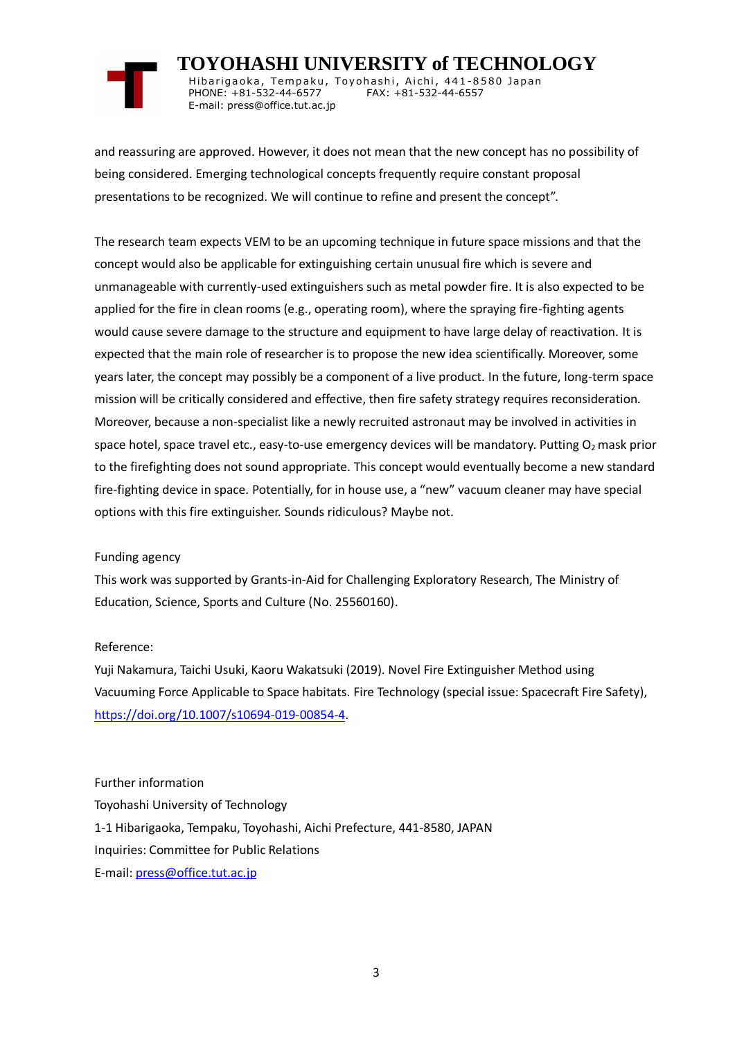and reassuring are approved. However, it does not mean that the new concept has no possibility of being considered. Emerging technological concepts frequently require constant proposal presentations to be recognized. We will continue to refine and present the concept".

The research team expects VEM to be an upcoming technique in future space missions and that the concept would also be applicable for extinguishing certain unusual fire which is severe and unmanageable with currently-used extinguishers such as metal powder fire. It is also expected to be applied for the fire in clean rooms (e.g., operating room), where the spraying fire-fighting agents would cause severe damage to the structure and equipment to have large delay of reactivation. It is expected that the main role of researcher is to propose the new idea scientifically. Moreover, some years later, the concept may possibly be a component of a live product. In the future, long-term space mission will be critically considered and effective, then fire safety strategy requires reconsideration. Moreover, because a non-specialist like a newly recruited astronaut may be involved in activities in space hotel, space travel etc., easy-to-use emergency devices will be mandatory. Putting $O_2$ mask prior to the firefighting does not sound appropriate. This concept would eventually become a new standard fire-fighting device in space. Potentially, for in house use, a "new" vacuum cleaner may have special options with this fire extinguisher. Sounds ridiculous? Maybe not.

Funding agency

This work was supported by Grants-in-Aid for Challenging Exploratory Research, The Ministry of Education, Science, Sports and Culture (No. 25560160).

Reference:

Yuji Nakamura, Taichi Usuki, Kaoru Wakatsuki (2019). Novel Fire Extinguisher Method using Vacuuming Force Applicable to Space habitats. Fire Technology (special issue: Spacecraft Fire Safety), https://doi.org/10.1007/s10694-019-00854-4.

Further information

Toyohashi University of Technology

1-1 Hibarigaoka, Tempaku, Toyohashi, Aichi Prefecture, 441-8580, JAPAN

Inquiries: Committee for Public Relations

E-mail: press@office.tut.ac.jp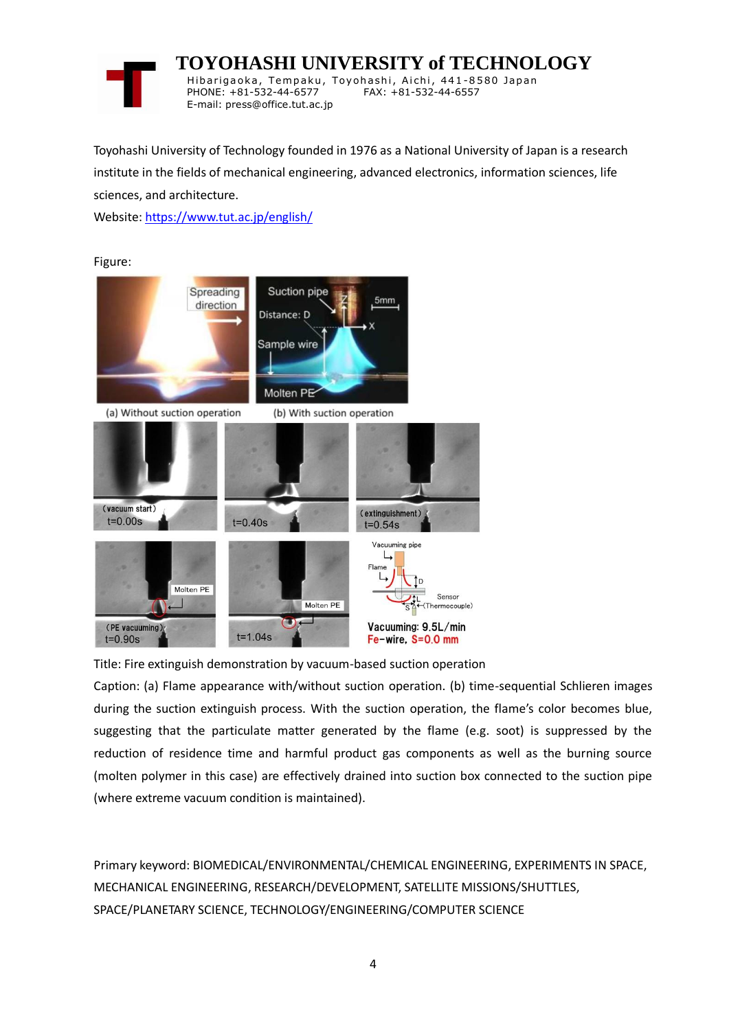# TOYOHASHI UNIVERSITY of TECHNOLOGY

Hibarigaoka, Tempaku, Toyohashi, Aichi, 441-8580 Japan
PHONE: +81-532-44-6577 FAX: +81-532-44-6557
E-mail: press@office.tut.ac.jp

Toyohashi University of Technology founded in 1976 as a National University of Japan is a research institute in the fields of mechanical engineering, advanced electronics, information sciences, life sciences, and architecture.

Website: https://www.tut.ac.jp/english/

Figure:

Spreading direction

Suction pipe

Distance: D

5mm

Z

X

Sample wire

Molten PE

(a) Without suction operation

(b) With suction operation

(vacuum start)
t=0.00s

t=0.40s

(extinguishment)
t=0.54s

Molten PE

(PE vacuuming)
t=0.90s

Molten PE

t=1.04s

Vacuuming pipe

Flame

D

Sensor

L

S

(Thermocouple)

Vacuuming: 9.5L/min

Fe-wire, S=0.0 mm

Title: Fire extinguish demonstration by vacuum-based suction operation

Caption: (a) Flame appearance with/without suction operation. (b) time-sequential Schlieren images during the suction extinguish process. With the suction operation, the flame's color becomes blue, suggesting that the particulate matter generated by the flame (e.g. soot) is suppressed by the reduction of residence time and harmful product gas components as well as the burning source (molten polymer in this case) are effectively drained into suction box connected to the suction pipe (where extreme vacuum condition is maintained).

Primary keyword: BIOMEDICAL/ENVIRONMENTAL/CHEMICAL ENGINEERING, EXPERIMENTS IN SPACE, MECHANICAL ENGINEERING, RESEARCH/DEVELOPMENT, SATELLITE MISSIONS/SHUTTLES, SPACE/PLANETARY SCIENCE, TECHNOLOGY/ENGINEERING/COMPUTER SCIENCE